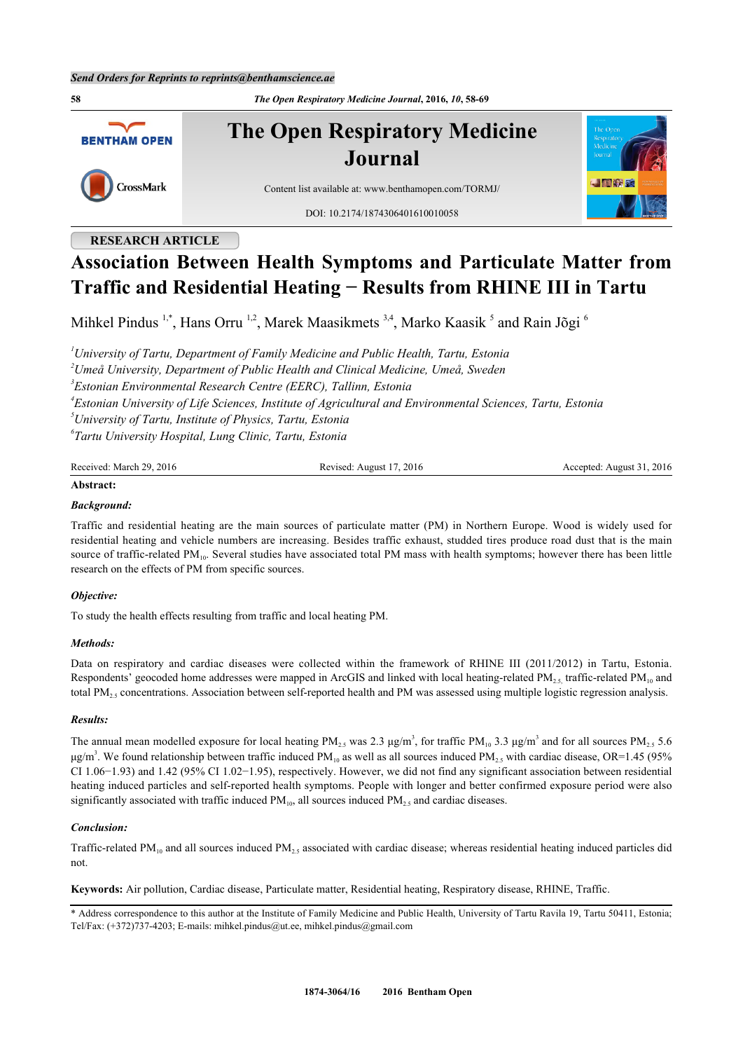Send Orders for Reprints to reprints@benthamscience.ae

**The Open Respiratory Medicine Journal**

Content list available at: www.benthamopen.com/TORMJ/

DOI: 10.2174/1874306401610010058

RESEARCH ARTICLE

# Association Between Health Symptoms and Particulate Matter from Traffic and Residential Heating − Results from RHINE III in Tartu

Mihkel Pindus [1,*], Hans Orru [1,2], Marek Maasikmets [3,4], Marko Kaasik [5] and Rain Jõgi [6]

[1] *University of Tartu, Department of Family Medicine and Public Health, Tartu, Estonia*
[2] *Umeå University, Department of Public Health and Clinical Medicine, Umeå, Sweden*
[3] *Estonian Environmental Research Centre (EERC), Tallinn, Estonia*
[4] *Estonian University of Life Sciences, Institute of Agricultural and Environmental Sciences, Tartu, Estonia*
[5] *University of Tartu, Institute of Physics, Tartu, Estonia*
[6] *Tartu University Hospital, Lung Clinic, Tartu, Estonia*

Received: March 29, 2016 | Revised: August 17, 2016 | Accepted: August 31, 2016

**Abstract:**

***Background:***

Traffic and residential heating are the main sources of particulate matter (PM) in Northern Europe. Wood is widely used for residential heating and vehicle numbers are increasing. Besides traffic exhaust, studded tires produce road dust that is the main source of traffic-related $PM_{10}$. Several studies have associated total PM mass with health symptoms; however there has been little research on the effects of PM from specific sources.

***Objective:***

To study the health effects resulting from traffic and local heating PM.

***Methods:***

Data on respiratory and cardiac diseases were collected within the framework of RHINE III (2011/2012) in Tartu, Estonia. Respondents' geocoded home addresses were mapped in ArcGIS and linked with local heating-related $PM_{2.5}$, traffic-related $PM_{10}$ and total $PM_{2.5}$ concentrations. Association between self-reported health and PM was assessed using multiple logistic regression analysis.

***Results:***

The annual mean modelled exposure for local heating $PM_{2.5}$ was 2.3 µg/m$^3$, for traffic $PM_{10}$ 3.3 µg/m$^3$ and for all sources $PM_{2.5}$ 5.6 µg/m$^3$. We found relationship between traffic induced $PM_{10}$ as well as all sources induced $PM_{2.5}$ with cardiac disease, OR=1.45 (95% CI 1.06−1.93) and 1.42 (95% CI 1.02−1.95), respectively. However, we did not find any significant association between residential heating induced particles and self-reported health symptoms. People with longer and better confirmed exposure period were also significantly associated with traffic induced $PM_{10}$, all sources induced $PM_{2.5}$ and cardiac diseases.

***Conclusion:***

Traffic-related $PM_{10}$ and all sources induced $PM_{2.5}$ associated with cardiac disease; whereas residential heating induced particles did not.

**Keywords:** Air pollution, Cardiac disease, Particulate matter, Residential heating, Respiratory disease, RHINE, Traffic.

* Address correspondence to this author at the Institute of Family Medicine and Public Health, University of Tartu Ravila 19, Tartu 50411, Estonia; Tel/Fax: (+372)737-4203; E-mails: mihkel.pindus@ut.ee, mihkel.pindus@gmail.com

1874-3064/16 2016 Bentham Open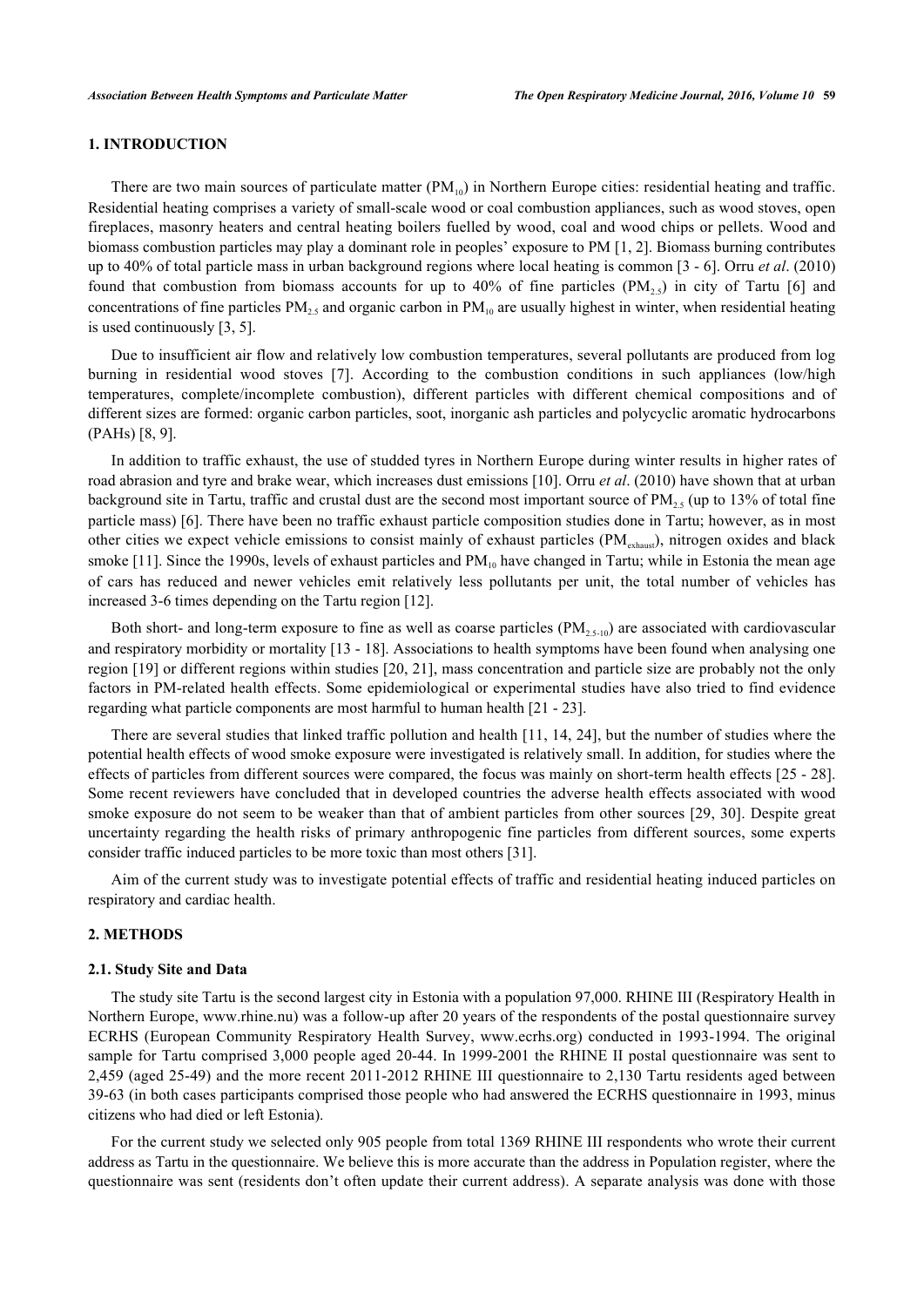## 1. INTRODUCTION

There are two main sources of particulate matter ($PM_{10}$) in Northern Europe cities: residential heating and traffic. Residential heating comprises a variety of small-scale wood or coal combustion appliances, such as wood stoves, open fireplaces, masonry heaters and central heating boilers fuelled by wood, coal and wood chips or pellets. Wood and biomass combustion particles may play a dominant role in peoples' exposure to PM [1, 2]. Biomass burning contributes up to 40% of total particle mass in urban background regions where local heating is common [3 - 6]. Orru *et al*. (2010) found that combustion from biomass accounts for up to 40% of fine particles ($PM_{2.5}$) in city of Tartu [6] and concentrations of fine particles $PM_{2.5}$ and organic carbon in $PM_{10}$ are usually highest in winter, when residential heating is used continuously [3, 5].

Due to insufficient air flow and relatively low combustion temperatures, several pollutants are produced from log burning in residential wood stoves [7]. According to the combustion conditions in such appliances (low/high temperatures, complete/incomplete combustion), different particles with different chemical compositions and of different sizes are formed: organic carbon particles, soot, inorganic ash particles and polycyclic aromatic hydrocarbons (PAHs) [8, 9].

In addition to traffic exhaust, the use of studded tyres in Northern Europe during winter results in higher rates of road abrasion and tyre and brake wear, which increases dust emissions [10]. Orru *et al*. (2010) have shown that at urban background site in Tartu, traffic and crustal dust are the second most important source of $PM_{2.5}$ (up to 13% of total fine particle mass) [6]. There have been no traffic exhaust particle composition studies done in Tartu; however, as in most other cities we expect vehicle emissions to consist mainly of exhaust particles ($PM_{exhaust}$), nitrogen oxides and black smoke [11]. Since the 1990s, levels of exhaust particles and $PM_{10}$ have changed in Tartu; while in Estonia the mean age of cars has reduced and newer vehicles emit relatively less pollutants per unit, the total number of vehicles has increased 3-6 times depending on the Tartu region [12].

Both short- and long-term exposure to fine as well as coarse particles ($PM_{2.5-10}$) are associated with cardiovascular and respiratory morbidity or mortality [13 - 18]. Associations to health symptoms have been found when analysing one region [19] or different regions within studies [20, 21], mass concentration and particle size are probably not the only factors in PM-related health effects. Some epidemiological or experimental studies have also tried to find evidence regarding what particle components are most harmful to human health [21 - 23].

There are several studies that linked traffic pollution and health [11, 14, 24], but the number of studies where the potential health effects of wood smoke exposure were investigated is relatively small. In addition, for studies where the effects of particles from different sources were compared, the focus was mainly on short-term health effects [25 - 28]. Some recent reviewers have concluded that in developed countries the adverse health effects associated with wood smoke exposure do not seem to be weaker than that of ambient particles from other sources [29, 30]. Despite great uncertainty regarding the health risks of primary anthropogenic fine particles from different sources, some experts consider traffic induced particles to be more toxic than most others [31].

Aim of the current study was to investigate potential effects of traffic and residential heating induced particles on respiratory and cardiac health.

## 2. METHODS

### 2.1. Study Site and Data

The study site Tartu is the second largest city in Estonia with a population 97,000. RHINE III (Respiratory Health in Northern Europe, www.rhine.nu) was a follow-up after 20 years of the respondents of the postal questionnaire survey ECRHS (European Community Respiratory Health Survey, www.ecrhs.org) conducted in 1993-1994. The original sample for Tartu comprised 3,000 people aged 20-44. In 1999-2001 the RHINE II postal questionnaire was sent to 2,459 (aged 25-49) and the more recent 2011-2012 RHINE III questionnaire to 2,130 Tartu residents aged between 39-63 (in both cases participants comprised those people who had answered the ECRHS questionnaire in 1993, minus citizens who had died or left Estonia).

For the current study we selected only 905 people from total 1369 RHINE III respondents who wrote their current address as Tartu in the questionnaire. We believe this is more accurate than the address in Population register, where the questionnaire was sent (residents don't often update their current address). A separate analysis was done with those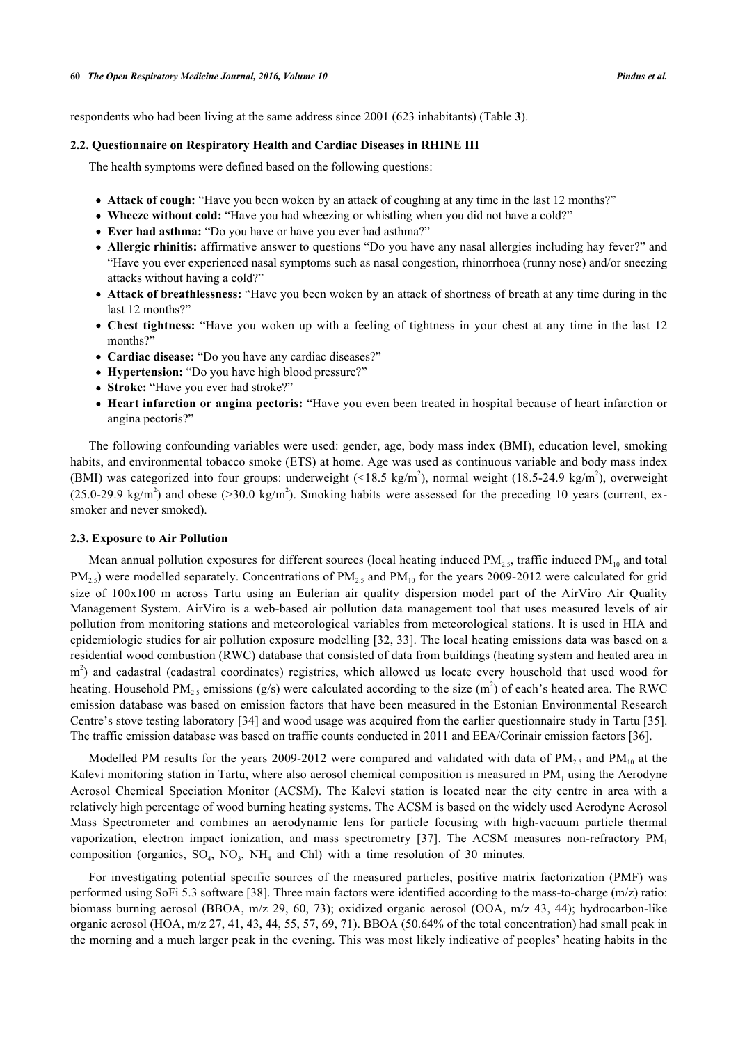respondents who had been living at the same address since 2001 (623 inhabitants) (Table **3**).

### 2.2. Questionnaire on Respiratory Health and Cardiac Diseases in RHINE III

The health symptoms were defined based on the following questions:

- **Attack of cough:** "Have you been woken by an attack of coughing at any time in the last 12 months?"
- **Wheeze without cold:** "Have you had wheezing or whistling when you did not have a cold?"
- **Ever had asthma:** "Do you have or have you ever had asthma?"
- **Allergic rhinitis:** affirmative answer to questions "Do you have any nasal allergies including hay fever?" and "Have you ever experienced nasal symptoms such as nasal congestion, rhinorrhoea (runny nose) and/or sneezing attacks without having a cold?"
- **Attack of breathlessness:** "Have you been woken by an attack of shortness of breath at any time during in the last 12 months?"
- **Chest tightness:** "Have you woken up with a feeling of tightness in your chest at any time in the last 12 months?"
- **Cardiac disease:** "Do you have any cardiac diseases?"
- **Hypertension:** "Do you have high blood pressure?"
- **Stroke:** "Have you ever had stroke?"
- **Heart infarction or angina pectoris:** "Have you even been treated in hospital because of heart infarction or angina pectoris?"

The following confounding variables were used: gender, age, body mass index (BMI), education level, smoking habits, and environmental tobacco smoke (ETS) at home. Age was used as continuous variable and body mass index (BMI) was categorized into four groups: underweight (<18.5 kg/m$^2$), normal weight (18.5-24.9 kg/m$^2$), overweight (25.0-29.9 kg/m$^2$) and obese (>30.0 kg/m$^2$). Smoking habits were assessed for the preceding 10 years (current, ex-smoker and never smoked).

### 2.3. Exposure to Air Pollution

Mean annual pollution exposures for different sources (local heating induced $PM_{2.5}$, traffic induced $PM_{10}$ and total $PM_{2.5}$) were modelled separately. Concentrations of $PM_{2.5}$ and $PM_{10}$ for the years 2009-2012 were calculated for grid size of 100x100 m across Tartu using an Eulerian air quality dispersion model part of the AirViro Air Quality Management System. AirViro is a web-based air pollution data management tool that uses measured levels of air pollution from monitoring stations and meteorological variables from meteorological stations. It is used in HIA and epidemiologic studies for air pollution exposure modelling [32, 33]. The local heating emissions data was based on a residential wood combustion (RWC) database that consisted of data from buildings (heating system and heated area in m$^2$) and cadastral (cadastral coordinates) registries, which allowed us locate every household that used wood for heating. Household $PM_{2.5}$ emissions (g/s) were calculated according to the size (m$^2$) of each's heated area. The RWC emission database was based on emission factors that have been measured in the Estonian Environmental Research Centre's stove testing laboratory [34] and wood usage was acquired from the earlier questionnaire study in Tartu [35]. The traffic emission database was based on traffic counts conducted in 2011 and EEA/Corinair emission factors [36].

Modelled PM results for the years 2009-2012 were compared and validated with data of $PM_{2.5}$ and $PM_{10}$ at the Kalevi monitoring station in Tartu, where also aerosol chemical composition is measured in $PM_1$ using the Aerodyne Aerosol Chemical Speciation Monitor (ACSM). The Kalevi station is located near the city centre in area with a relatively high percentage of wood burning heating systems. The ACSM is based on the widely used Aerodyne Aerosol Mass Spectrometer and combines an aerodynamic lens for particle focusing with high-vacuum particle thermal vaporization, electron impact ionization, and mass spectrometry [37]. The ACSM measures non-refractory $PM_1$ composition (organics, $SO_4$, $NO_3$, $NH_4$ and Chl) with a time resolution of 30 minutes.

For investigating potential specific sources of the measured particles, positive matrix factorization (PMF) was performed using SoFi 5.3 software [38]. Three main factors were identified according to the mass-to-charge (m/z) ratio: biomass burning aerosol (BBOA, m/z 29, 60, 73); oxidized organic aerosol (OOA, m/z 43, 44); hydrocarbon-like organic aerosol (HOA, m/z 27, 41, 43, 44, 55, 57, 69, 71). BBOA (50.64% of the total concentration) had small peak in the morning and a much larger peak in the evening. This was most likely indicative of peoples' heating habits in the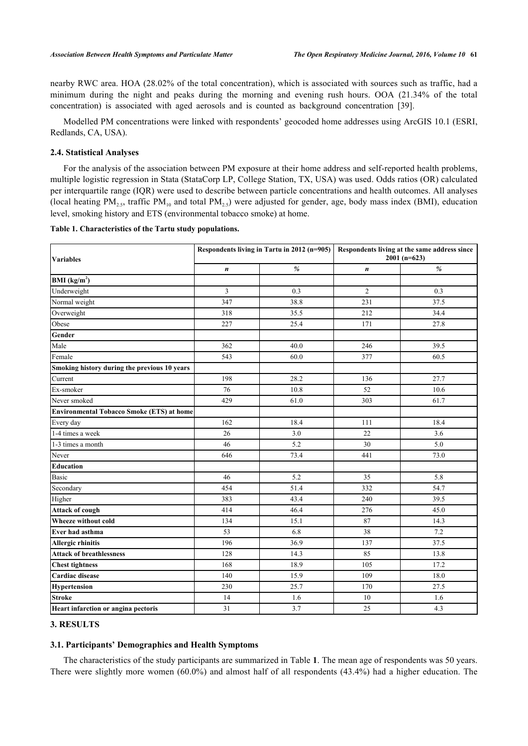nearby RWC area. HOA (28.02% of the total concentration), which is associated with sources such as traffic, had a minimum during the night and peaks during the morning and evening rush hours. OOA (21.34% of the total concentration) is associated with aged aerosols and is counted as background concentration [39].

Modelled PM concentrations were linked with respondents' geocoded home addresses using ArcGIS 10.1 (ESRI, Redlands, CA, USA).

### 2.4. Statistical Analyses

For the analysis of the association between PM exposure at their home address and self-reported health problems, multiple logistic regression in Stata (StataCorp LP, College Station, TX, USA) was used. Odds ratios (OR) calculated per interquartile range (IQR) were used to describe between particle concentrations and health outcomes. All analyses (local heating $PM_{2.5}$, traffic $PM_{10}$ and total $PM_{2.5}$) were adjusted for gender, age, body mass index (BMI), education level, smoking history and ETS (environmental tobacco smoke) at home.

**Table 1. Characteristics of the Tartu study populations.**

| Variables | Respondents living in Tartu in 2012 (n=905) | | Respondents living at the same address since 2001 (n=623) | |
|---|---|---|---|---|
| | *n* | *%* | *n* | *%* |
| **BMI (kg/m$^2$)** | | | | |
| Underweight | 3 | 0.3 | 2 | 0.3 |
| Normal weight | 347 | 38.8 | 231 | 37.5 |
| Overweight | 318 | 35.5 | 212 | 34.4 |
| Obese | 227 | 25.4 | 171 | 27.8 |
| **Gender** | | | | |
| Male | 362 | 40.0 | 246 | 39.5 |
| Female | 543 | 60.0 | 377 | 60.5 |
| **Smoking history during the previous 10 years** | | | | |
| Current | 198 | 28.2 | 136 | 27.7 |
| Ex-smoker | 76 | 10.8 | 52 | 10.6 |
| Never smoked | 429 | 61.0 | 303 | 61.7 |
| **Environmental Tobacco Smoke (ETS) at home** | | | | |
| Every day | 162 | 18.4 | 111 | 18.4 |
| 1-4 times a week | 26 | 3.0 | 22 | 3.6 |
| 1-3 times a month | 46 | 5.2 | 30 | 5.0 |
| Never | 646 | 73.4 | 441 | 73.0 |
| **Education** | | | | |
| Basic | 46 | 5.2 | 35 | 5.8 |
| Secondary | 454 | 51.4 | 332 | 54.7 |
| Higher | 383 | 43.4 | 240 | 39.5 |
| **Attack of cough** | 414 | 46.4 | 276 | 45.0 |
| **Wheeze without cold** | 134 | 15.1 | 87 | 14.3 |
| **Ever had asthma** | 53 | 6.8 | 38 | 7.2 |
| **Allergic rhinitis** | 196 | 36.9 | 137 | 37.5 |
| **Attack of breathlessness** | 128 | 14.3 | 85 | 13.8 |
| **Chest tightness** | 168 | 18.9 | 105 | 17.2 |
| **Cardiac disease** | 140 | 15.9 | 109 | 18.0 |
| **Hypertension** | 230 | 25.7 | 170 | 27.5 |
| **Stroke** | 14 | 1.6 | 10 | 1.6 |
| **Heart infarction or angina pectoris** | 31 | 3.7 | 25 | 4.3 |

## 3. RESULTS

### 3.1. Participants' Demographics and Health Symptoms

The characteristics of the study participants are summarized in Table **1**. The mean age of respondents was 50 years. There were slightly more women (60.0%) and almost half of all respondents (43.4%) had a higher education. The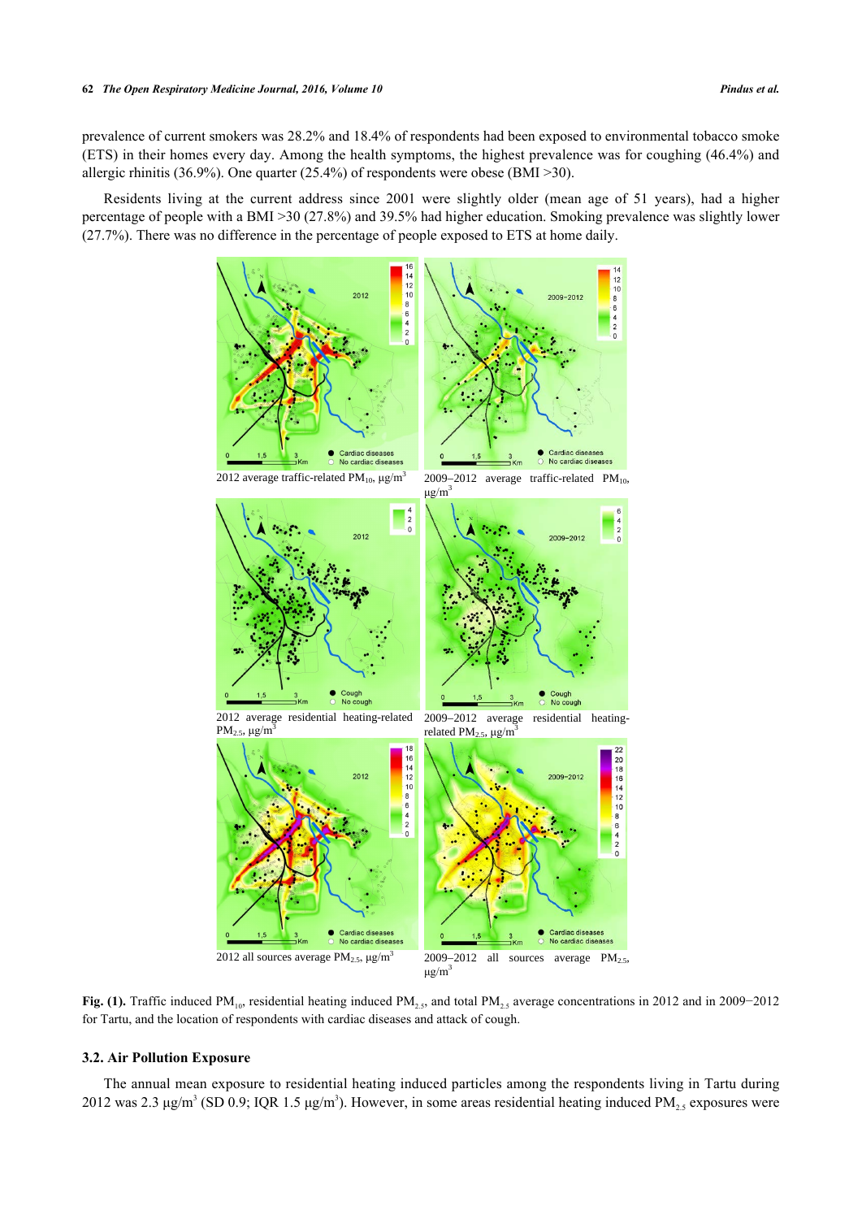prevalence of current smokers was 28.2% and 18.4% of respondents had been exposed to environmental tobacco smoke (ETS) in their homes every day. Among the health symptoms, the highest prevalence was for coughing (46.4%) and allergic rhinitis (36.9%). One quarter (25.4%) of respondents were obese (BMI >30).

Residents living at the current address since 2001 were slightly older (mean age of 51 years), had a higher percentage of people with a BMI >30 (27.8%) and 39.5% had higher education. Smoking prevalence was slightly lower (27.7%). There was no difference in the percentage of people exposed to ETS at home daily.

2012 average traffic-related $PM_{10}$, $\mu g/m^3$

2009–2012 average traffic-related $PM_{10}$, $\mu g/m^3$

2012 average residential heating-related $PM_{2.5}$, $\mu g/m^3$

2009–2012 average residential heating-related $PM_{2.5}$, $\mu g/m^3$

2012 all sources average $PM_{2.5}$, $\mu g/m^3$

2009–2012 all sources average $PM_{2.5}$, $\mu g/m^3$

**Fig. (1).** Traffic induced $PM_{10}$, residential heating induced $PM_{2.5}$, and total $PM_{2.5}$ average concentrations in 2012 and in 2009−2012 for Tartu, and the location of respondents with cardiac diseases and attack of cough.

### 3.2. Air Pollution Exposure

The annual mean exposure to residential heating induced particles among the respondents living in Tartu during 2012 was 2.3 $\mu g/m^3$ (SD 0.9; IQR 1.5 $\mu g/m^3$). However, in some areas residential heating induced $PM_{2.5}$ exposures were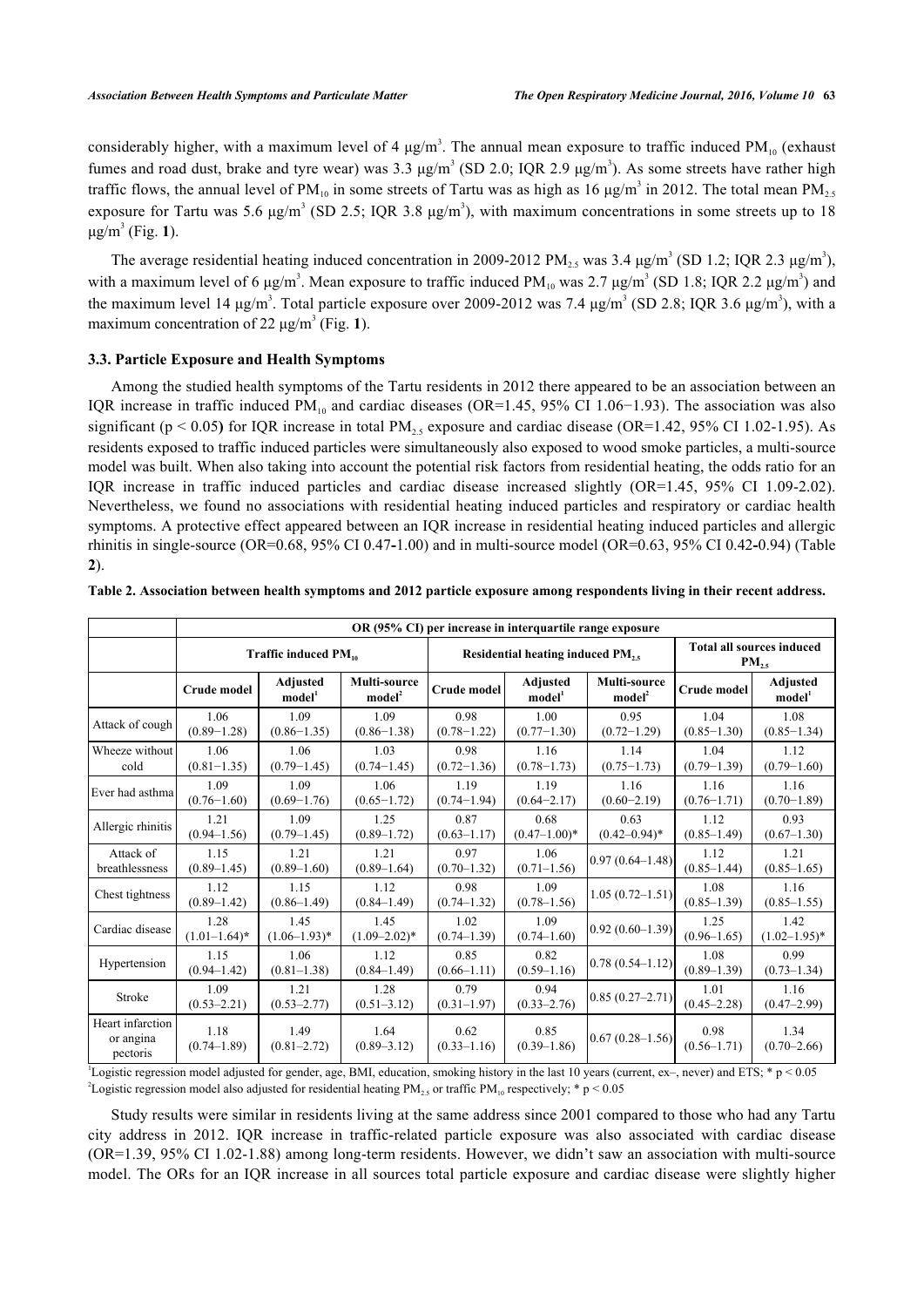considerably higher, with a maximum level of 4 µg/m$^3$. The annual mean exposure to traffic induced $PM_{10}$ (exhaust fumes and road dust, brake and tyre wear) was 3.3 µg/m$^3$ (SD 2.0; IQR 2.9 µg/m$^3$). As some streets have rather high traffic flows, the annual level of $PM_{10}$ in some streets of Tartu was as high as 16 µg/m$^3$ in 2012. The total mean $PM_{2.5}$ exposure for Tartu was 5.6 µg/m$^3$ (SD 2.5; IQR 3.8 µg/m$^3$), with maximum concentrations in some streets up to 18 µg/m$^3$ (Fig. **1**).

The average residential heating induced concentration in 2009-2012 $PM_{2.5}$ was 3.4 µg/m$^3$ (SD 1.2; IQR 2.3 µg/m$^3$), with a maximum level of 6 µg/m$^3$. Mean exposure to traffic induced $PM_{10}$ was 2.7 µg/m$^3$ (SD 1.8; IQR 2.2 µg/m$^3$) and the maximum level 14 µg/m$^3$. Total particle exposure over 2009-2012 was 7.4 µg/m$^3$ (SD 2.8; IQR 3.6 µg/m$^3$), with a maximum concentration of 22 µg/m$^3$ (Fig. **1**).

### 3.3. Particle Exposure and Health Symptoms

Among the studied health symptoms of the Tartu residents in 2012 there appeared to be an association between an IQR increase in traffic induced $PM_{10}$ and cardiac diseases (OR=1.45, 95% CI 1.06−1.93). The association was also significant ($p < 0.05$) for IQR increase in total $PM_{2.5}$ exposure and cardiac disease (OR=1.42, 95% CI 1.02-1.95). As residents exposed to traffic induced particles were simultaneously also exposed to wood smoke particles, a multi-source model was built. When also taking into account the potential risk factors from residential heating, the odds ratio for an IQR increase in traffic induced particles and cardiac disease increased slightly (OR=1.45, 95% CI 1.09-2.02). Nevertheless, we found no associations with residential heating induced particles and respiratory or cardiac health symptoms. A protective effect appeared between an IQR increase in residential heating induced particles and allergic rhinitis in single-source (OR=0.68, 95% CI 0.47-1.00) and in multi-source model (OR=0.63, 95% CI 0.42-0.94) (Table **2**).

**Table 2. Association between health symptoms and 2012 particle exposure among respondents living in their recent address.**

| | OR (95% CI) per increase in interquartile range exposure | | | | | | | |
|---|---|---|---|---|---|---|---|---|
| | Traffic induced $PM_{10}$ | | | Residential heating induced $PM_{2.5}$ | | | Total all sources induced $PM_{2.5}$ | |
| | Crude model | Adjusted model[1] | Multi-source model[2] | Crude model | Adjusted model[1] | Multi-source model[2] | Crude model | Adjusted model[1] |
| Attack of cough | 1.06 (0.89−1.28) | 1.09 (0.86−1.35) | 1.09 (0.86−1.38) | 0.98 (0.78−1.22) | 1.00 (0.77−1.30) | 0.95 (0.72−1.29) | 1.04 (0.85−1.30) | 1.08 (0.85−1.34) |
| Wheeze without cold | 1.06 (0.81−1.35) | 1.06 (0.79−1.45) | 1.03 (0.74−1.45) | 0.98 (0.72−1.36) | 1.16 (0.78−1.73) | 1.14 (0.75−1.73) | 1.04 (0.79−1.39) | 1.12 (0.79−1.60) |
| Ever had asthma | 1.09 (0.76−1.60) | 1.09 (0.69−1.76) | 1.06 (0.65−1.72) | 1.19 (0.74−1.94) | 1.19 (0.64−2.17) | 1.16 (0.60−2.19) | 1.16 (0.76−1.71) | 1.16 (0.70−1.89) |
| Allergic rhinitis | 1.21 (0.94−1.56) | 1.09 (0.79−1.45) | 1.25 (0.89−1.72) | 0.87 (0.63−1.17) | 0.68 (0.47−1.00)* | 0.63 (0.42−0.94)* | 1.12 (0.85−1.49) | 0.93 (0.67−1.30) |
| Attack of breathlessness | 1.15 (0.89−1.45) | 1.21 (0.89−1.60) | 1.21 (0.89−1.64) | 0.97 (0.70−1.32) | 1.06 (0.71−1.56) | 0.97 (0.64−1.48) | 1.12 (0.85−1.44) | 1.21 (0.85−1.65) |
| Chest tightness | 1.12 (0.89−1.42) | 1.15 (0.86−1.49) | 1.12 (0.84−1.49) | 0.98 (0.74−1.32) | 1.09 (0.78−1.56) | 1.05 (0.72−1.51) | 1.08 (0.85−1.39) | 1.16 (0.85−1.55) |
| Cardiac disease | 1.28 (1.01−1.64)* | 1.45 (1.06−1.93)* | 1.45 (1.09−2.02)* | 1.02 (0.74−1.39) | 1.09 (0.74−1.60) | 0.92 (0.60−1.39) | 1.25 (0.96−1.65) | 1.42 (1.02−1.95)* |
| Hypertension | 1.15 (0.94−1.42) | 1.06 (0.81−1.38) | 1.12 (0.84−1.49) | 0.85 (0.66−1.11) | 0.82 (0.59−1.16) | 0.78 (0.54−1.12) | 1.08 (0.89−1.39) | 0.99 (0.73−1.34) |
| Stroke | 1.09 (0.53−2.21) | 1.21 (0.53−2.77) | 1.28 (0.51−3.12) | 0.79 (0.31−1.97) | 0.94 (0.33−2.76) | 0.85 (0.27−2.71) | 1.01 (0.45−2.28) | 1.16 (0.47−2.99) |
| Heart infarction or angina pectoris | 1.18 (0.74−1.89) | 1.49 (0.81−2.72) | 1.64 (0.89−3.12) | 0.62 (0.33−1.16) | 0.85 (0.39−1.86) | 0.67 (0.28−1.56) | 0.98 (0.56−1.71) | 1.34 (0.70−2.66) |

[1]Logistic regression model adjusted for gender, age, BMI, education, smoking history in the last 10 years (current, ex–, never) and ETS; * $p < 0.05$
[2]Logistic regression model also adjusted for residential heating $PM_{2.5}$ or traffic $PM_{10}$ respectively; * $p < 0.05$

Study results were similar in residents living at the same address since 2001 compared to those who had any Tartu city address in 2012. IQR increase in traffic-related particle exposure was also associated with cardiac disease (OR=1.39, 95% CI 1.02-1.88) among long-term residents. However, we didn't saw an association with multi-source model. The ORs for an IQR increase in all sources total particle exposure and cardiac disease were slightly higher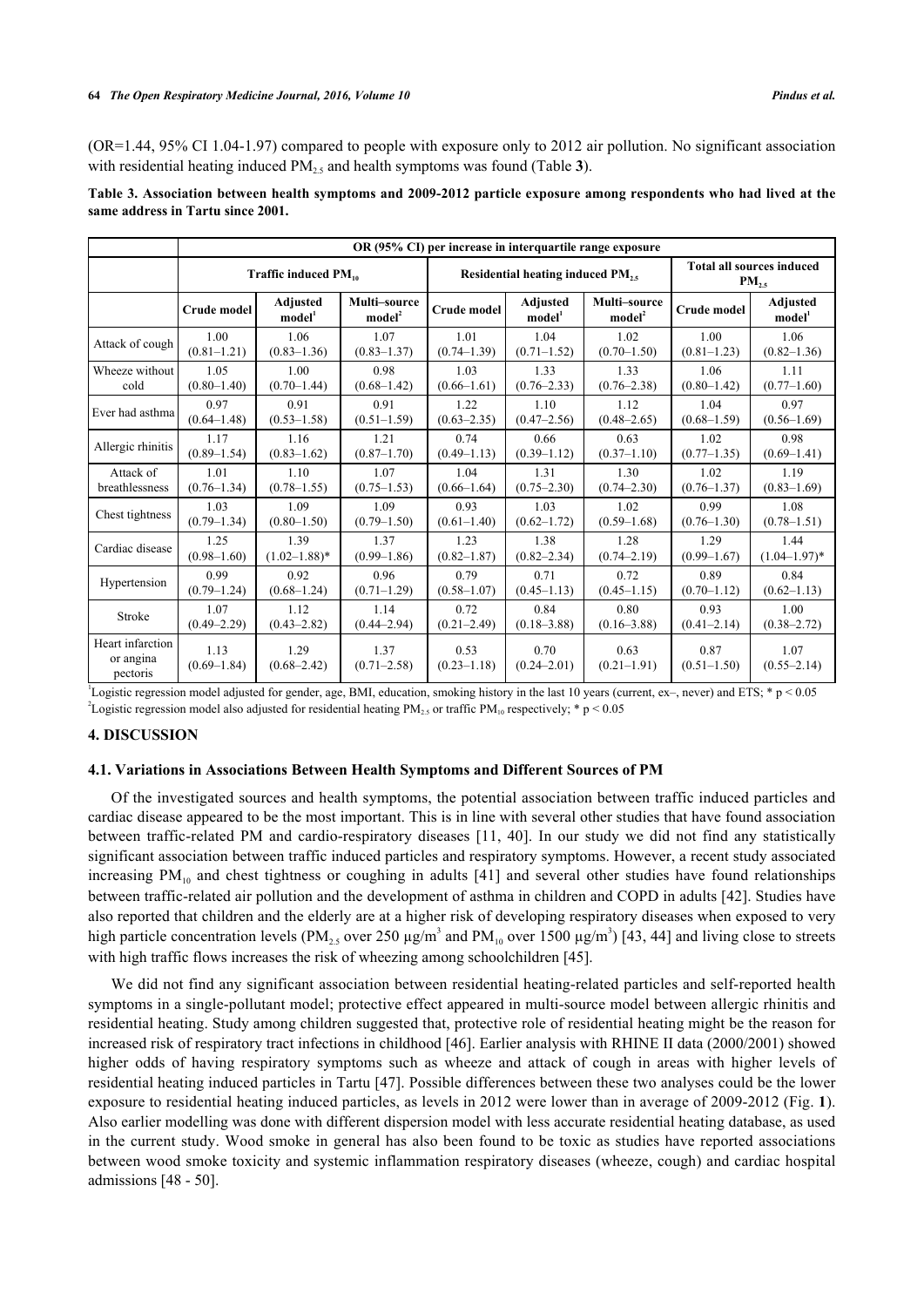(OR=1.44, 95% CI 1.04-1.97) compared to people with exposure only to 2012 air pollution. No significant association with residential heating induced $PM_{2.5}$ and health symptoms was found (Table **3**).

**Table 3. Association between health symptoms and 2009-2012 particle exposure among respondents who had lived at the same address in Tartu since 2001.**

| | OR (95% CI) per increase in interquartile range exposure | | | | | | | |
|---|---|---|---|---|---|---|---|---|
| | Traffic induced $PM_{10}$ | | | Residential heating induced $PM_{2.5}$ | | | Total all sources induced $PM_{2.5}$ | |
| | Crude model | Adjusted model[1] | Multi–source model[2] | Crude model | Adjusted model[1] | Multi–source model[2] | Crude model | Adjusted model[1] |
| Attack of cough | 1.00 (0.81–1.21) | 1.06 (0.83–1.36) | 1.07 (0.83–1.37) | 1.01 (0.74–1.39) | 1.04 (0.71–1.52) | 1.02 (0.70–1.50) | 1.00 (0.81–1.23) | 1.06 (0.82–1.36) |
| Wheeze without cold | 1.05 (0.80–1.40) | 1.00 (0.70–1.44) | 0.98 (0.68–1.42) | 1.03 (0.66–1.61) | 1.33 (0.76–2.33) | 1.33 (0.76–2.38) | 1.06 (0.80–1.42) | 1.11 (0.77–1.60) |
| Ever had asthma | 0.97 (0.64–1.48) | 0.91 (0.53–1.58) | 0.91 (0.51–1.59) | 1.22 (0.63–2.35) | 1.10 (0.47–2.56) | 1.12 (0.48–2.65) | 1.04 (0.68–1.59) | 0.97 (0.56–1.69) |
| Allergic rhinitis | 1.17 (0.89–1.54) | 1.16 (0.83–1.62) | 1.21 (0.87–1.70) | 0.74 (0.49–1.13) | 0.66 (0.39–1.12) | 0.63 (0.37–1.10) | 1.02 (0.77–1.35) | 0.98 (0.69–1.41) |
| Attack of breathlessness | 1.01 (0.76–1.34) | 1.10 (0.78–1.55) | 1.07 (0.75–1.53) | 1.04 (0.66–1.64) | 1.31 (0.75–2.30) | 1.30 (0.74–2.30) | 1.02 (0.76–1.37) | 1.19 (0.83–1.69) |
| Chest tightness | 1.03 (0.79–1.34) | 1.09 (0.80–1.50) | 1.09 (0.79–1.50) | 0.93 (0.61–1.40) | 1.03 (0.62–1.72) | 1.02 (0.59–1.68) | 0.99 (0.76–1.30) | 1.08 (0.78–1.51) |
| Cardiac disease | 1.25 (0.98–1.60) | 1.39 (1.02–1.88)* | 1.37 (0.99–1.86) | 1.23 (0.82–1.87) | 1.38 (0.82–2.34) | 1.28 (0.74–2.19) | 1.29 (0.99–1.67) | 1.44 (1.04–1.97)* |
| Hypertension | 0.99 (0.79–1.24) | 0.92 (0.68–1.24) | 0.96 (0.71–1.29) | 0.79 (0.58–1.07) | 0.71 (0.45–1.13) | 0.72 (0.45–1.15) | 0.89 (0.70–1.12) | 0.84 (0.62–1.13) |
| Stroke | 1.07 (0.49–2.29) | 1.12 (0.43–2.82) | 1.14 (0.44–2.94) | 0.72 (0.21–2.49) | 0.84 (0.18–3.88) | 0.80 (0.16–3.88) | 0.93 (0.41–2.14) | 1.00 (0.38–2.72) |
| Heart infarction or angina pectoris | 1.13 (0.69–1.84) | 1.29 (0.68–2.42) | 1.37 (0.71–2.58) | 0.53 (0.23–1.18) | 0.70 (0.24–2.01) | 0.63 (0.21–1.91) | 0.87 (0.51–1.50) | 1.07 (0.55–2.14) |

[1]Logistic regression model adjusted for gender, age, BMI, education, smoking history in the last 10 years (current, ex–, never) and ETS; * $p < 0.05$
[2]Logistic regression model also adjusted for residential heating $PM_{2.5}$ or traffic $PM_{10}$ respectively; * $p < 0.05$

## 4. DISCUSSION

### 4.1. Variations in Associations Between Health Symptoms and Different Sources of PM

Of the investigated sources and health symptoms, the potential association between traffic induced particles and cardiac disease appeared to be the most important. This is in line with several other studies that have found association between traffic-related PM and cardio-respiratory diseases [11, 40]. In our study we did not find any statistically significant association between traffic induced particles and respiratory symptoms. However, a recent study associated increasing $PM_{10}$ and chest tightness or coughing in adults [41] and several other studies have found relationships between traffic-related air pollution and the development of asthma in children and COPD in adults [42]. Studies have also reported that children and the elderly are at a higher risk of developing respiratory diseases when exposed to very high particle concentration levels ($PM_{2.5}$ over 250 $\mu g/m^3$ and $PM_{10}$ over 1500 $\mu g/m^3$) [43, 44] and living close to streets with high traffic flows increases the risk of wheezing among schoolchildren [45].

We did not find any significant association between residential heating-related particles and self-reported health symptoms in a single-pollutant model; protective effect appeared in multi-source model between allergic rhinitis and residential heating. Study among children suggested that, protective role of residential heating might be the reason for increased risk of respiratory tract infections in childhood [46]. Earlier analysis with RHINE II data (2000/2001) showed higher odds of having respiratory symptoms such as wheeze and attack of cough in areas with higher levels of residential heating induced particles in Tartu [47]. Possible differences between these two analyses could be the lower exposure to residential heating induced particles, as levels in 2012 were lower than in average of 2009-2012 (Fig. **1**). Also earlier modelling was done with different dispersion model with less accurate residential heating database, as used in the current study. Wood smoke in general has also been found to be toxic as studies have reported associations between wood smoke toxicity and systemic inflammation respiratory diseases (wheeze, cough) and cardiac hospital admissions [48 - 50].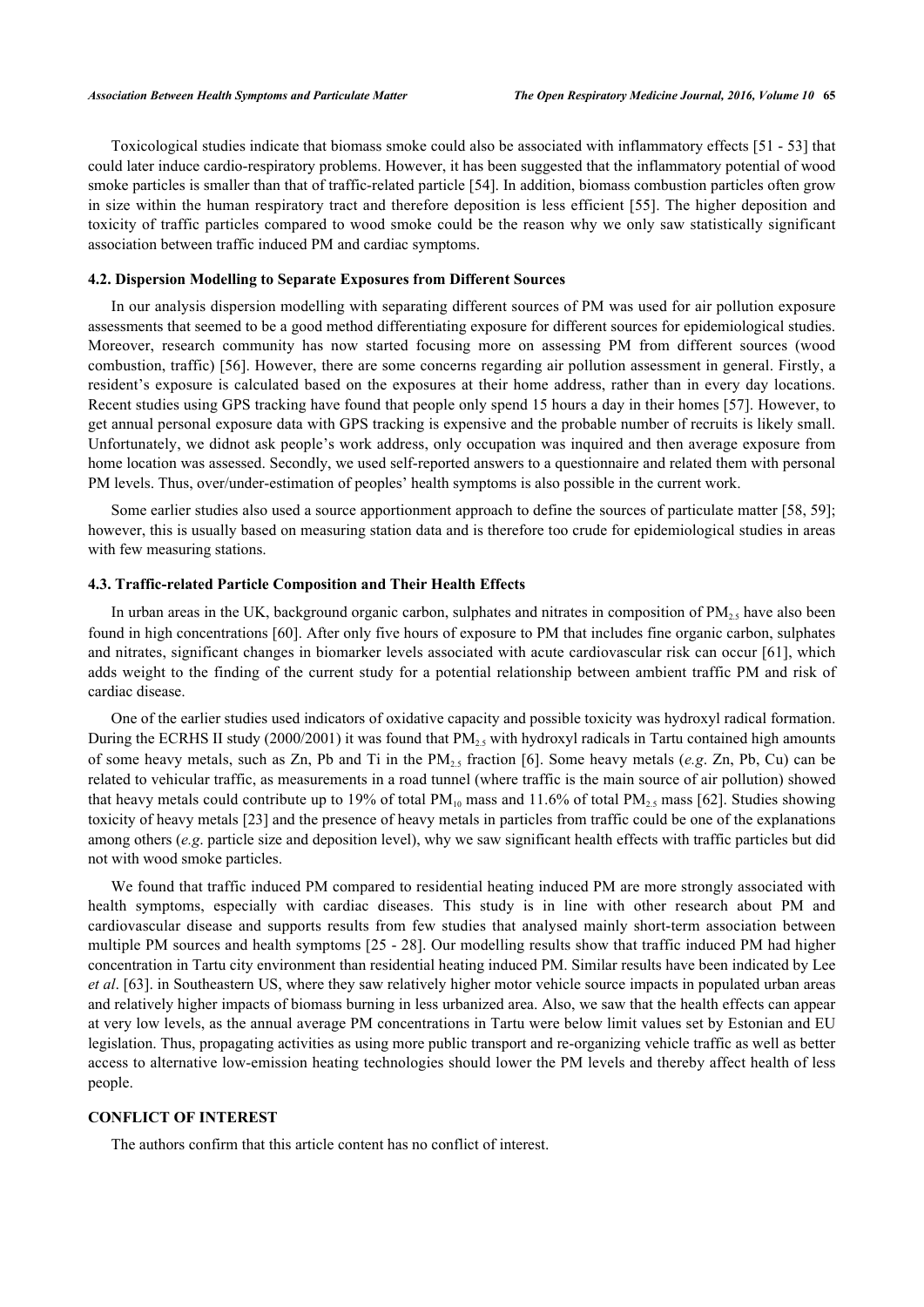Toxicological studies indicate that biomass smoke could also be associated with inflammatory effects [51 - 53] that could later induce cardio-respiratory problems. However, it has been suggested that the inflammatory potential of wood smoke particles is smaller than that of traffic-related particle [54]. In addition, biomass combustion particles often grow in size within the human respiratory tract and therefore deposition is less efficient [55]. The higher deposition and toxicity of traffic particles compared to wood smoke could be the reason why we only saw statistically significant association between traffic induced PM and cardiac symptoms.

### 4.2. Dispersion Modelling to Separate Exposures from Different Sources

In our analysis dispersion modelling with separating different sources of PM was used for air pollution exposure assessments that seemed to be a good method differentiating exposure for different sources for epidemiological studies. Moreover, research community has now started focusing more on assessing PM from different sources (wood combustion, traffic) [56]. However, there are some concerns regarding air pollution assessment in general. Firstly, a resident's exposure is calculated based on the exposures at their home address, rather than in every day locations. Recent studies using GPS tracking have found that people only spend 15 hours a day in their homes [57]. However, to get annual personal exposure data with GPS tracking is expensive and the probable number of recruits is likely small. Unfortunately, we didnot ask people's work address, only occupation was inquired and then average exposure from home location was assessed. Secondly, we used self-reported answers to a questionnaire and related them with personal PM levels. Thus, over/under-estimation of peoples' health symptoms is also possible in the current work.

Some earlier studies also used a source apportionment approach to define the sources of particulate matter [58, 59]; however, this is usually based on measuring station data and is therefore too crude for epidemiological studies in areas with few measuring stations.

### 4.3. Traffic-related Particle Composition and Their Health Effects

In urban areas in the UK, background organic carbon, sulphates and nitrates in composition of $PM_{2.5}$ have also been found in high concentrations [60]. After only five hours of exposure to PM that includes fine organic carbon, sulphates and nitrates, significant changes in biomarker levels associated with acute cardiovascular risk can occur [61], which adds weight to the finding of the current study for a potential relationship between ambient traffic PM and risk of cardiac disease.

One of the earlier studies used indicators of oxidative capacity and possible toxicity was hydroxyl radical formation. During the ECRHS II study (2000/2001) it was found that $PM_{2.5}$ with hydroxyl radicals in Tartu contained high amounts of some heavy metals, such as Zn, Pb and Ti in the $PM_{2.5}$ fraction [6]. Some heavy metals (*e.g*. Zn, Pb, Cu) can be related to vehicular traffic, as measurements in a road tunnel (where traffic is the main source of air pollution) showed that heavy metals could contribute up to 19% of total $PM_{10}$ mass and 11.6% of total $PM_{2.5}$ mass [62]. Studies showing toxicity of heavy metals [23] and the presence of heavy metals in particles from traffic could be one of the explanations among others (*e.g*. particle size and deposition level), why we saw significant health effects with traffic particles but did not with wood smoke particles.

We found that traffic induced PM compared to residential heating induced PM are more strongly associated with health symptoms, especially with cardiac diseases. This study is in line with other research about PM and cardiovascular disease and supports results from few studies that analysed mainly short-term association between multiple PM sources and health symptoms [25 - 28]. Our modelling results show that traffic induced PM had higher concentration in Tartu city environment than residential heating induced PM. Similar results have been indicated by Lee *et al*. [63]. in Southeastern US, where they saw relatively higher motor vehicle source impacts in populated urban areas and relatively higher impacts of biomass burning in less urbanized area. Also, we saw that the health effects can appear at very low levels, as the annual average PM concentrations in Tartu were below limit values set by Estonian and EU legislation. Thus, propagating activities as using more public transport and re-organizing vehicle traffic as well as better access to alternative low-emission heating technologies should lower the PM levels and thereby affect health of less people.

## CONFLICT OF INTEREST

The authors confirm that this article content has no conflict of interest.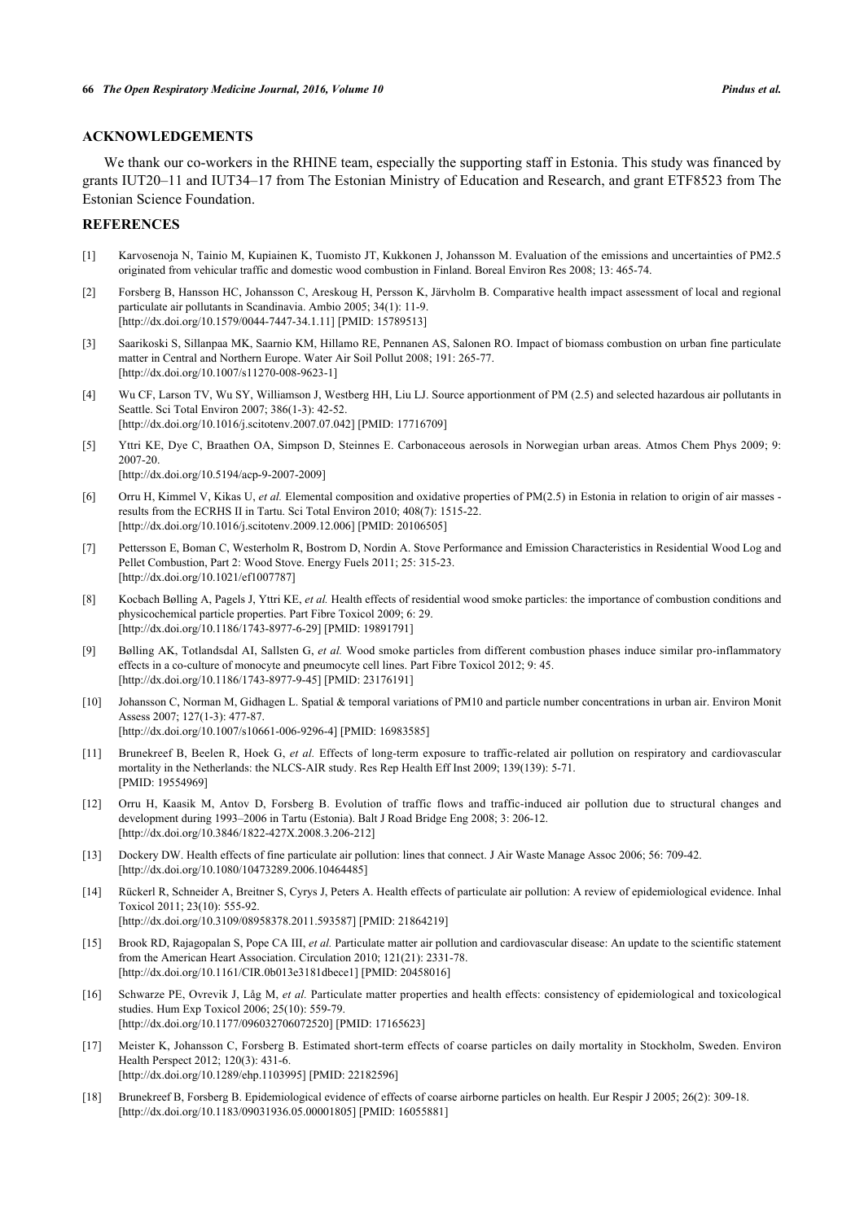## ACKNOWLEDGEMENTS

We thank our co-workers in the RHINE team, especially the supporting staff in Estonia. This study was financed by grants IUT20–11 and IUT34–17 from The Estonian Ministry of Education and Research, and grant ETF8523 from The Estonian Science Foundation.

## REFERENCES

[1] Karvosenoja N, Tainio M, Kupiainen K, Tuomisto JT, Kukkonen J, Johansson M. Evaluation of the emissions and uncertainties of PM2.5 originated from vehicular traffic and domestic wood combustion in Finland. Boreal Environ Res 2008; 13: 465-74.

[2] Forsberg B, Hansson HC, Johansson C, Areskoug H, Persson K, Järvholm B. Comparative health impact assessment of local and regional particulate air pollutants in Scandinavia. Ambio 2005; 34(1): 11-9. [http://dx.doi.org/10.1579/0044-7447-34.1.11] [PMID: 15789513]

[3] Saarikoski S, Sillanpaa MK, Saarnio KM, Hillamo RE, Pennanen AS, Salonen RO. Impact of biomass combustion on urban fine particulate matter in Central and Northern Europe. Water Air Soil Pollut 2008; 191: 265-77. [http://dx.doi.org/10.1007/s11270-008-9623-1]

[4] Wu CF, Larson TV, Wu SY, Williamson J, Westberg HH, Liu LJ. Source apportionment of PM (2.5) and selected hazardous air pollutants in Seattle. Sci Total Environ 2007; 386(1-3): 42-52. [http://dx.doi.org/10.1016/j.scitotenv.2007.07.042] [PMID: 17716709]

[5] Yttri KE, Dye C, Braathen OA, Simpson D, Steinnes E. Carbonaceous aerosols in Norwegian urban areas. Atmos Chem Phys 2009; 9: 2007-20. [http://dx.doi.org/10.5194/acp-9-2007-2009]

[6] Orru H, Kimmel V, Kikas U, *et al.* Elemental composition and oxidative properties of PM(2.5) in Estonia in relation to origin of air masses - results from the ECRHS II in Tartu. Sci Total Environ 2010; 408(7): 1515-22. [http://dx.doi.org/10.1016/j.scitotenv.2009.12.006] [PMID: 20106505]

[7] Pettersson E, Boman C, Westerholm R, Bostrom D, Nordin A. Stove Performance and Emission Characteristics in Residential Wood Log and Pellet Combustion, Part 2: Wood Stove. Energy Fuels 2011; 25: 315-23. [http://dx.doi.org/10.1021/ef1007787]

[8] Kocbach Bølling A, Pagels J, Yttri KE, *et al.* Health effects of residential wood smoke particles: the importance of combustion conditions and physicochemical particle properties. Part Fibre Toxicol 2009; 6: 29. [http://dx.doi.org/10.1186/1743-8977-6-29] [PMID: 19891791]

[9] Bølling AK, Totlandsdal AI, Sallsten G, *et al.* Wood smoke particles from different combustion phases induce similar pro-inflammatory effects in a co-culture of monocyte and pneumocyte cell lines. Part Fibre Toxicol 2012; 9: 45. [http://dx.doi.org/10.1186/1743-8977-9-45] [PMID: 23176191]

[10] Johansson C, Norman M, Gidhagen L. Spatial & temporal variations of PM10 and particle number concentrations in urban air. Environ Monit Assess 2007; 127(1-3): 477-87. [http://dx.doi.org/10.1007/s10661-006-9296-4] [PMID: 16983585]

[11] Brunekreef B, Beelen R, Hoek G, *et al.* Effects of long-term exposure to traffic-related air pollution on respiratory and cardiovascular mortality in the Netherlands: the NLCS-AIR study. Res Rep Health Eff Inst 2009; 139(139): 5-71. [PMID: 19554969]

[12] Orru H, Kaasik M, Antov D, Forsberg B. Evolution of traffic flows and traffic-induced air pollution due to structural changes and development during 1993–2006 in Tartu (Estonia). Balt J Road Bridge Eng 2008; 3: 206-12. [http://dx.doi.org/10.3846/1822-427X.2008.3.206-212]

[13] Dockery DW. Health effects of fine particulate air pollution: lines that connect. J Air Waste Manage Assoc 2006; 56: 709-42. [http://dx.doi.org/10.1080/10473289.2006.10464485]

[14] Rückerl R, Schneider A, Breitner S, Cyrys J, Peters A. Health effects of particulate air pollution: A review of epidemiological evidence. Inhal Toxicol 2011; 23(10): 555-92. [http://dx.doi.org/10.3109/08958378.2011.593587] [PMID: 21864219]

[15] Brook RD, Rajagopalan S, Pope CA III, *et al.* Particulate matter air pollution and cardiovascular disease: An update to the scientific statement from the American Heart Association. Circulation 2010; 121(21): 2331-78. [http://dx.doi.org/10.1161/CIR.0b013e3181dbece1] [PMID: 20458016]

[16] Schwarze PE, Ovrevik J, Låg M, *et al.* Particulate matter properties and health effects: consistency of epidemiological and toxicological studies. Hum Exp Toxicol 2006; 25(10): 559-79. [http://dx.doi.org/10.1177/096032706072520] [PMID: 17165623]

[17] Meister K, Johansson C, Forsberg B. Estimated short-term effects of coarse particles on daily mortality in Stockholm, Sweden. Environ Health Perspect 2012; 120(3): 431-6. [http://dx.doi.org/10.1289/ehp.1103995] [PMID: 22182596]

[18] Brunekreef B, Forsberg B. Epidemiological evidence of effects of coarse airborne particles on health. Eur Respir J 2005; 26(2): 309-18. [http://dx.doi.org/10.1183/09031936.05.00001805] [PMID: 16055881]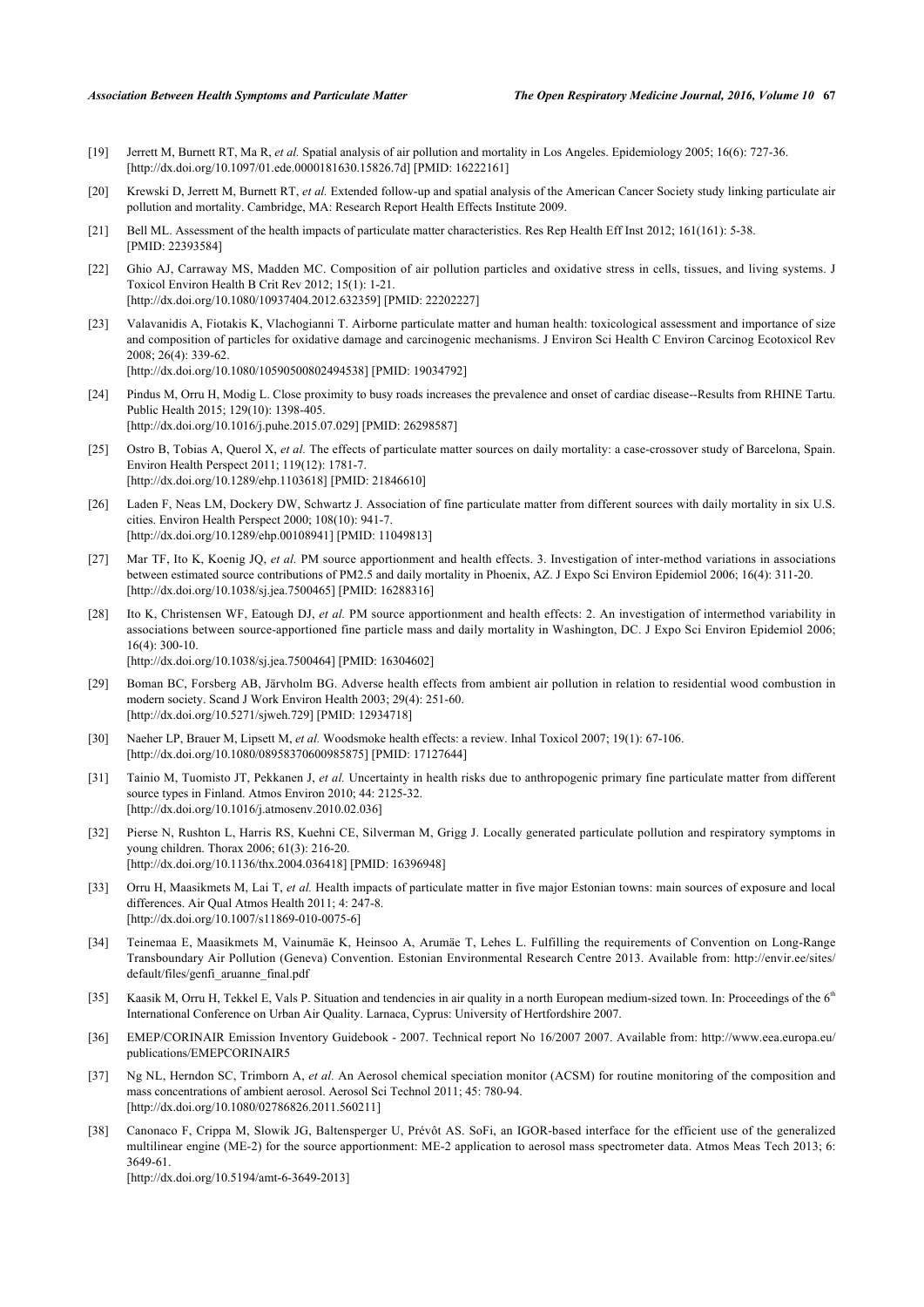[19] Jerrett M, Burnett RT, Ma R, *et al.* Spatial analysis of air pollution and mortality in Los Angeles. Epidemiology 2005; 16(6): 727-36. [http://dx.doi.org/10.1097/01.ede.0000181630.15826.7d] [PMID: 16222161]

[20] Krewski D, Jerrett M, Burnett RT, *et al.* Extended follow-up and spatial analysis of the American Cancer Society study linking particulate air pollution and mortality. Cambridge, MA: Research Report Health Effects Institute 2009.

[21] Bell ML. Assessment of the health impacts of particulate matter characteristics. Res Rep Health Eff Inst 2012; 161(161): 5-38. [PMID: 22393584]

[22] Ghio AJ, Carraway MS, Madden MC. Composition of air pollution particles and oxidative stress in cells, tissues, and living systems. J Toxicol Environ Health B Crit Rev 2012; 15(1): 1-21. [http://dx.doi.org/10.1080/10937404.2012.632359] [PMID: 22202227]

[23] Valavanidis A, Fiotakis K, Vlachogianni T. Airborne particulate matter and human health: toxicological assessment and importance of size and composition of particles for oxidative damage and carcinogenic mechanisms. J Environ Sci Health C Environ Carcinog Ecotoxicol Rev 2008; 26(4): 339-62. [http://dx.doi.org/10.1080/10590500802494538] [PMID: 19034792]

[24] Pindus M, Orru H, Modig L. Close proximity to busy roads increases the prevalence and onset of cardiac disease--Results from RHINE Tartu. Public Health 2015; 129(10): 1398-405. [http://dx.doi.org/10.1016/j.puhe.2015.07.029] [PMID: 26298587]

[25] Ostro B, Tobias A, Querol X, *et al.* The effects of particulate matter sources on daily mortality: a case-crossover study of Barcelona, Spain. Environ Health Perspect 2011; 119(12): 1781-7. [http://dx.doi.org/10.1289/ehp.1103618] [PMID: 21846610]

[26] Laden F, Neas LM, Dockery DW, Schwartz J. Association of fine particulate matter from different sources with daily mortality in six U.S. cities. Environ Health Perspect 2000; 108(10): 941-7. [http://dx.doi.org/10.1289/ehp.00108941] [PMID: 11049813]

[27] Mar TF, Ito K, Koenig JQ, *et al.* PM source apportionment and health effects. 3. Investigation of inter-method variations in associations between estimated source contributions of PM2.5 and daily mortality in Phoenix, AZ. J Expo Sci Environ Epidemiol 2006; 16(4): 311-20. [http://dx.doi.org/10.1038/sj.jea.7500465] [PMID: 16288316]

[28] Ito K, Christensen WF, Eatough DJ, *et al.* PM source apportionment and health effects: 2. An investigation of intermethod variability in associations between source-apportioned fine particle mass and daily mortality in Washington, DC. J Expo Sci Environ Epidemiol 2006; 16(4): 300-10. [http://dx.doi.org/10.1038/sj.jea.7500464] [PMID: 16304602]

[29] Boman BC, Forsberg AB, Järvholm BG. Adverse health effects from ambient air pollution in relation to residential wood combustion in modern society. Scand J Work Environ Health 2003; 29(4): 251-60. [http://dx.doi.org/10.5271/sjweh.729] [PMID: 12934718]

[30] Naeher LP, Brauer M, Lipsett M, *et al.* Woodsmoke health effects: a review. Inhal Toxicol 2007; 19(1): 67-106. [http://dx.doi.org/10.1080/08958370600985875] [PMID: 17127644]

[31] Tainio M, Tuomisto JT, Pekkanen J, *et al.* Uncertainty in health risks due to anthropogenic primary fine particulate matter from different source types in Finland. Atmos Environ 2010; 44: 2125-32. [http://dx.doi.org/10.1016/j.atmosenv.2010.02.036]

[32] Pierse N, Rushton L, Harris RS, Kuehni CE, Silverman M, Grigg J. Locally generated particulate pollution and respiratory symptoms in young children. Thorax 2006; 61(3): 216-20. [http://dx.doi.org/10.1136/thx.2004.036418] [PMID: 16396948]

[33] Orru H, Maasikmets M, Lai T, *et al.* Health impacts of particulate matter in five major Estonian towns: main sources of exposure and local differences. Air Qual Atmos Health 2011; 4: 247-8. [http://dx.doi.org/10.1007/s11869-010-0075-6]

[34] Teinemaa E, Maasikmets M, Vainumäe K, Heinsoo A, Arumäe T, Lehes L. Fulfilling the requirements of Convention on Long-Range Transboundary Air Pollution (Geneva) Convention. Estonian Environmental Research Centre 2013. Available from: http://envir.ee/sites/default/files/genfi_aruanne_final.pdf

[35] Kaasik M, Orru H, Tekkel E, Vals P. Situation and tendencies in air quality in a north European medium-sized town. In: Proceedings of the 6th International Conference on Urban Air Quality. Larnaca, Cyprus: University of Hertfordshire 2007.

[36] EMEP/CORINAIR Emission Inventory Guidebook - 2007. Technical report No 16/2007 2007. Available from: http://www.eea.europa.eu/publications/EMEPCORINAIR5

[37] Ng NL, Herndon SC, Trimborn A, *et al.* An Aerosol chemical speciation monitor (ACSM) for routine monitoring of the composition and mass concentrations of ambient aerosol. Aerosol Sci Technol 2011; 45: 780-94. [http://dx.doi.org/10.1080/02786826.2011.560211]

[38] Canonaco F, Crippa M, Slowik JG, Baltensperger U, Prévôt AS. SoFi, an IGOR-based interface for the efficient use of the generalized multilinear engine (ME-2) for the source apportionment: ME-2 application to aerosol mass spectrometer data. Atmos Meas Tech 2013; 6: 3649-61. [http://dx.doi.org/10.5194/amt-6-3649-2013]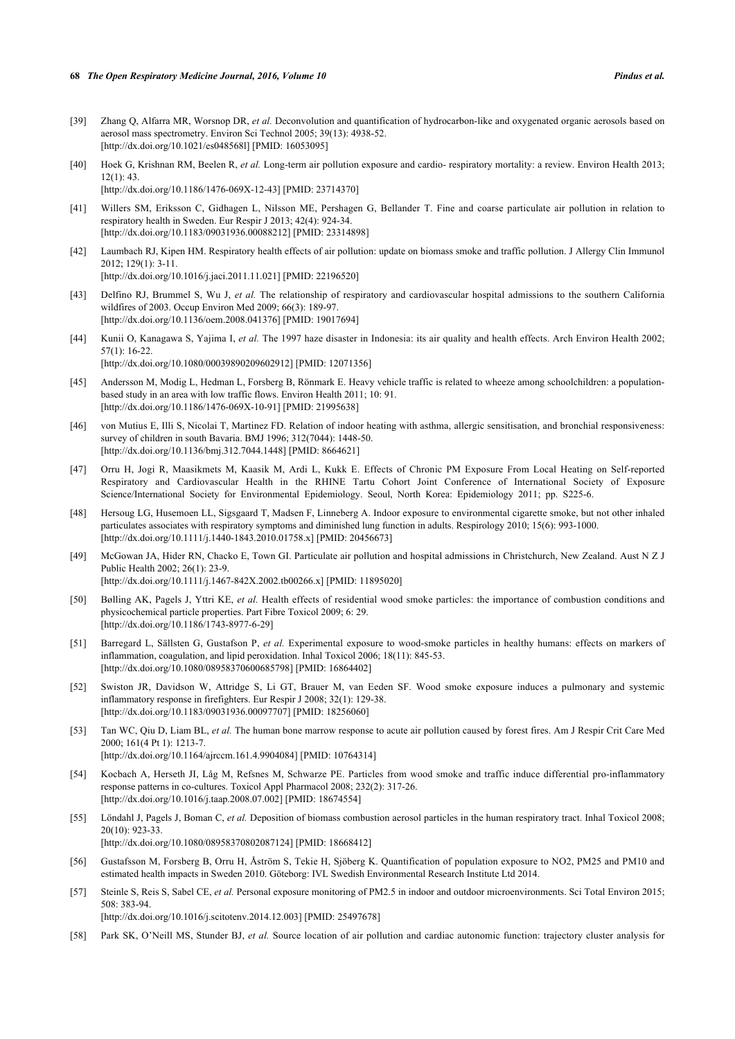[39] Zhang Q, Alfarra MR, Worsnop DR, *et al.* Deconvolution and quantification of hydrocarbon-like and oxygenated organic aerosols based on aerosol mass spectrometry. Environ Sci Technol 2005; 39(13): 4938-52. [http://dx.doi.org/10.1021/es048568l] [PMID: 16053095]

[40] Hoek G, Krishnan RM, Beelen R, *et al.* Long-term air pollution exposure and cardio- respiratory mortality: a review. Environ Health 2013; 12(1): 43. [http://dx.doi.org/10.1186/1476-069X-12-43] [PMID: 23714370]

[41] Willers SM, Eriksson C, Gidhagen L, Nilsson ME, Pershagen G, Bellander T. Fine and coarse particulate air pollution in relation to respiratory health in Sweden. Eur Respir J 2013; 42(4): 924-34. [http://dx.doi.org/10.1183/09031936.00088212] [PMID: 23314898]

[42] Laumbach RJ, Kipen HM. Respiratory health effects of air pollution: update on biomass smoke and traffic pollution. J Allergy Clin Immunol 2012; 129(1): 3-11. [http://dx.doi.org/10.1016/j.jaci.2011.11.021] [PMID: 22196520]

[43] Delfino RJ, Brummel S, Wu J, *et al.* The relationship of respiratory and cardiovascular hospital admissions to the southern California wildfires of 2003. Occup Environ Med 2009; 66(3): 189-97. [http://dx.doi.org/10.1136/oem.2008.041376] [PMID: 19017694]

[44] Kunii O, Kanagawa S, Yajima I, *et al.* The 1997 haze disaster in Indonesia: its air quality and health effects. Arch Environ Health 2002; 57(1): 16-22. [http://dx.doi.org/10.1080/00039890209602912] [PMID: 12071356]

[45] Andersson M, Modig L, Hedman L, Forsberg B, Rönmark E. Heavy vehicle traffic is related to wheeze among schoolchildren: a population-based study in an area with low traffic flows. Environ Health 2011; 10: 91. [http://dx.doi.org/10.1186/1476-069X-10-91] [PMID: 21995638]

[46] von Mutius E, Illi S, Nicolai T, Martinez FD. Relation of indoor heating with asthma, allergic sensitisation, and bronchial responsiveness: survey of children in south Bavaria. BMJ 1996; 312(7044): 1448-50. [http://dx.doi.org/10.1136/bmj.312.7044.1448] [PMID: 8664621]

[47] Orru H, Jogi R, Maasikmets M, Kaasik M, Ardi L, Kukk E. Effects of Chronic PM Exposure From Local Heating on Self-reported Respiratory and Cardiovascular Health in the RHINE Tartu Cohort Joint Conference of International Society of Exposure Science/International Society for Environmental Epidemiology. Seoul, North Korea: Epidemiology 2011; pp. S225-6.

[48] Hersoug LG, Husemoen LL, Sigsgaard T, Madsen F, Linneberg A. Indoor exposure to environmental cigarette smoke, but not other inhaled particulates associates with respiratory symptoms and diminished lung function in adults. Respirology 2010; 15(6): 993-1000. [http://dx.doi.org/10.1111/j.1440-1843.2010.01758.x] [PMID: 20456673]

[49] McGowan JA, Hider RN, Chacko E, Town GI. Particulate air pollution and hospital admissions in Christchurch, New Zealand. Aust N Z J Public Health 2002; 26(1): 23-9. [http://dx.doi.org/10.1111/j.1467-842X.2002.tb00266.x] [PMID: 11895020]

[50] Bølling AK, Pagels J, Yttri KE, *et al.* Health effects of residential wood smoke particles: the importance of combustion conditions and physicochemical particle properties. Part Fibre Toxicol 2009; 6: 29. [http://dx.doi.org/10.1186/1743-8977-6-29]

[51] Barregard L, Sällsten G, Gustafson P, *et al.* Experimental exposure to wood-smoke particles in healthy humans: effects on markers of inflammation, coagulation, and lipid peroxidation. Inhal Toxicol 2006; 18(11): 845-53. [http://dx.doi.org/10.1080/08958370600685798] [PMID: 16864402]

[52] Swiston JR, Davidson W, Attridge S, Li GT, Brauer M, van Eeden SF. Wood smoke exposure induces a pulmonary and systemic inflammatory response in firefighters. Eur Respir J 2008; 32(1): 129-38. [http://dx.doi.org/10.1183/09031936.00097707] [PMID: 18256060]

[53] Tan WC, Qiu D, Liam BL, *et al.* The human bone marrow response to acute air pollution caused by forest fires. Am J Respir Crit Care Med 2000; 161(4 Pt 1): 1213-7. [http://dx.doi.org/10.1164/ajrccm.161.4.9904084] [PMID: 10764314]

[54] Kocbach A, Herseth JI, Låg M, Refsnes M, Schwarze PE. Particles from wood smoke and traffic induce differential pro-inflammatory response patterns in co-cultures. Toxicol Appl Pharmacol 2008; 232(2): 317-26. [http://dx.doi.org/10.1016/j.taap.2008.07.002] [PMID: 18674554]

[55] Löndahl J, Pagels J, Boman C, *et al.* Deposition of biomass combustion aerosol particles in the human respiratory tract. Inhal Toxicol 2008; 20(10): 923-33. [http://dx.doi.org/10.1080/08958370802087124] [PMID: 18668412]

[56] Gustafsson M, Forsberg B, Orru H, Åström S, Tekie H, Sjöberg K. Quantification of population exposure to NO2, PM25 and PM10 and estimated health impacts in Sweden 2010. Göteborg: IVL Swedish Environmental Research Institute Ltd 2014.

[57] Steinle S, Reis S, Sabel CE, *et al.* Personal exposure monitoring of PM2.5 in indoor and outdoor microenvironments. Sci Total Environ 2015; 508: 383-94. [http://dx.doi.org/10.1016/j.scitotenv.2014.12.003] [PMID: 25497678]

[58] Park SK, O'Neill MS, Stunder BJ, *et al.* Source location of air pollution and cardiac autonomic function: trajectory cluster analysis for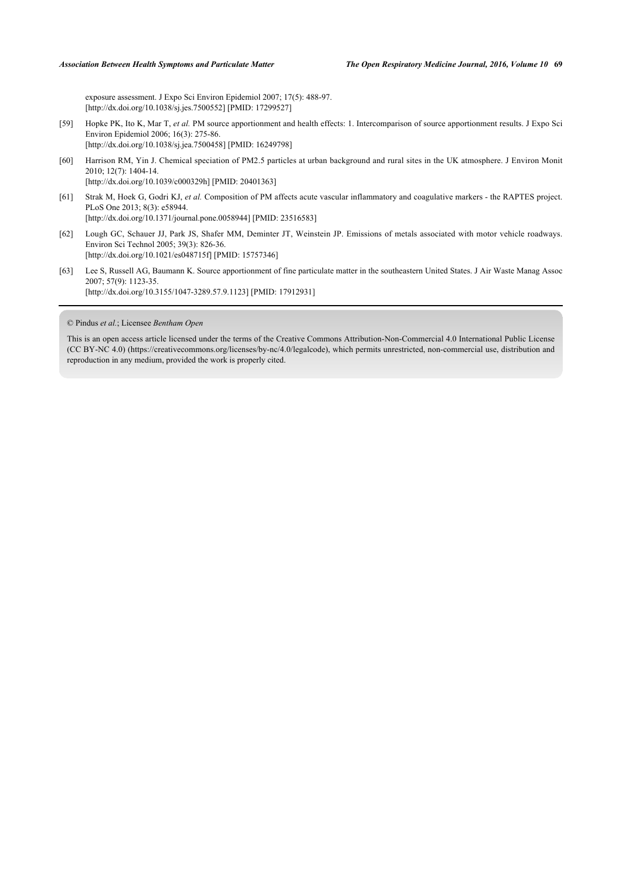exposure assessment. J Expo Sci Environ Epidemiol 2007; 17(5): 488-97.
[http://dx.doi.org/10.1038/sj.jes.7500552] [PMID: 17299527]

[59] Hopke PK, Ito K, Mar T, *et al.* PM source apportionment and health effects: 1. Intercomparison of source apportionment results. J Expo Sci Environ Epidemiol 2006; 16(3): 275-86.
[http://dx.doi.org/10.1038/sj.jea.7500458] [PMID: 16249798]

[60] Harrison RM, Yin J. Chemical speciation of PM2.5 particles at urban background and rural sites in the UK atmosphere. J Environ Monit 2010; 12(7): 1404-14.
[http://dx.doi.org/10.1039/c000329h] [PMID: 20401363]

[61] Strak M, Hoek G, Godri KJ, *et al.* Composition of PM affects acute vascular inflammatory and coagulative markers - the RAPTES project. PLoS One 2013; 8(3): e58944.
[http://dx.doi.org/10.1371/journal.pone.0058944] [PMID: 23516583]

[62] Lough GC, Schauer JJ, Park JS, Shafer MM, Deminter JT, Weinstein JP. Emissions of metals associated with motor vehicle roadways. Environ Sci Technol 2005; 39(3): 826-36.
[http://dx.doi.org/10.1021/es048715f] [PMID: 15757346]

[63] Lee S, Russell AG, Baumann K. Source apportionment of fine particulate matter in the southeastern United States. J Air Waste Manag Assoc 2007; 57(9): 1123-35.
[http://dx.doi.org/10.3155/1047-3289.57.9.1123] [PMID: 17912931]

---

© Pindus *et al.*; Licensee *Bentham Open*

This is an open access article licensed under the terms of the Creative Commons Attribution-Non-Commercial 4.0 International Public License (CC BY-NC 4.0) (https://creativecommons.org/licenses/by-nc/4.0/legalcode), which permits unrestricted, non-commercial use, distribution and reproduction in any medium, provided the work is properly cited.